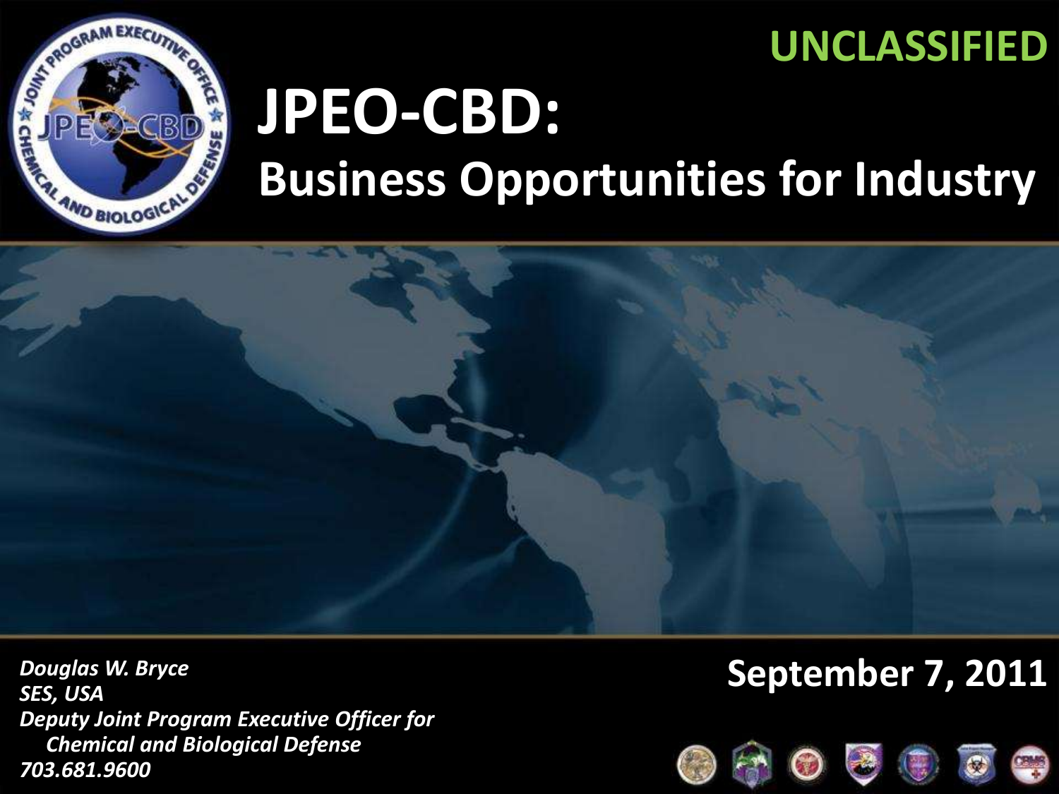UNCLASSIFIED

# JPEO-CBD:

## Business Opportunities for Industry

*Douglas W. Bryce*
*SES, USA*
*Deputy Joint Program Executive Officer for Chemical and Biological Defense*
*703.681.9600*

**September 7, 2011**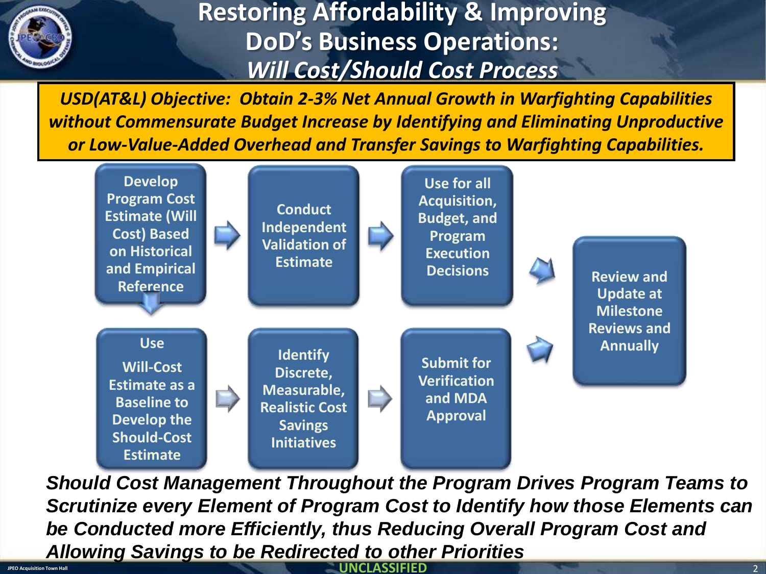# Restoring Affordability & Improving DoD's Business Operations: *Will Cost/Should Cost Process*

***USD(AT&L) Objective: Obtain 2-3% Net Annual Growth in Warfighting Capabilities without Commensurate Budget Increase by Identifying and Eliminating Unproductive or Low-Value-Added Overhead and Transfer Savings to Warfighting Capabilities.***

1. Develop Program Cost Estimate (Will Cost) Based on Historical and Empirical Reference
2. Conduct Independent Validation of Estimate
3. Use for all Acquisition, Budget, and Program Execution Decisions
4. Use Will-Cost Estimate as a Baseline to Develop the Should-Cost Estimate
5. Identify Discrete, Measurable, Realistic Cost Savings Initiatives
6. Submit for Verification and MDA Approval
7. Review and Update at Milestone Reviews and Annually

***Should Cost Management Throughout the Program Drives Program Teams to Scrutinize every Element of Program Cost to Identify how those Elements can be Conducted more Efficiently, thus Reducing Overall Program Cost and Allowing Savings to be Redirected to other Priorities***

UNCLASSIFIED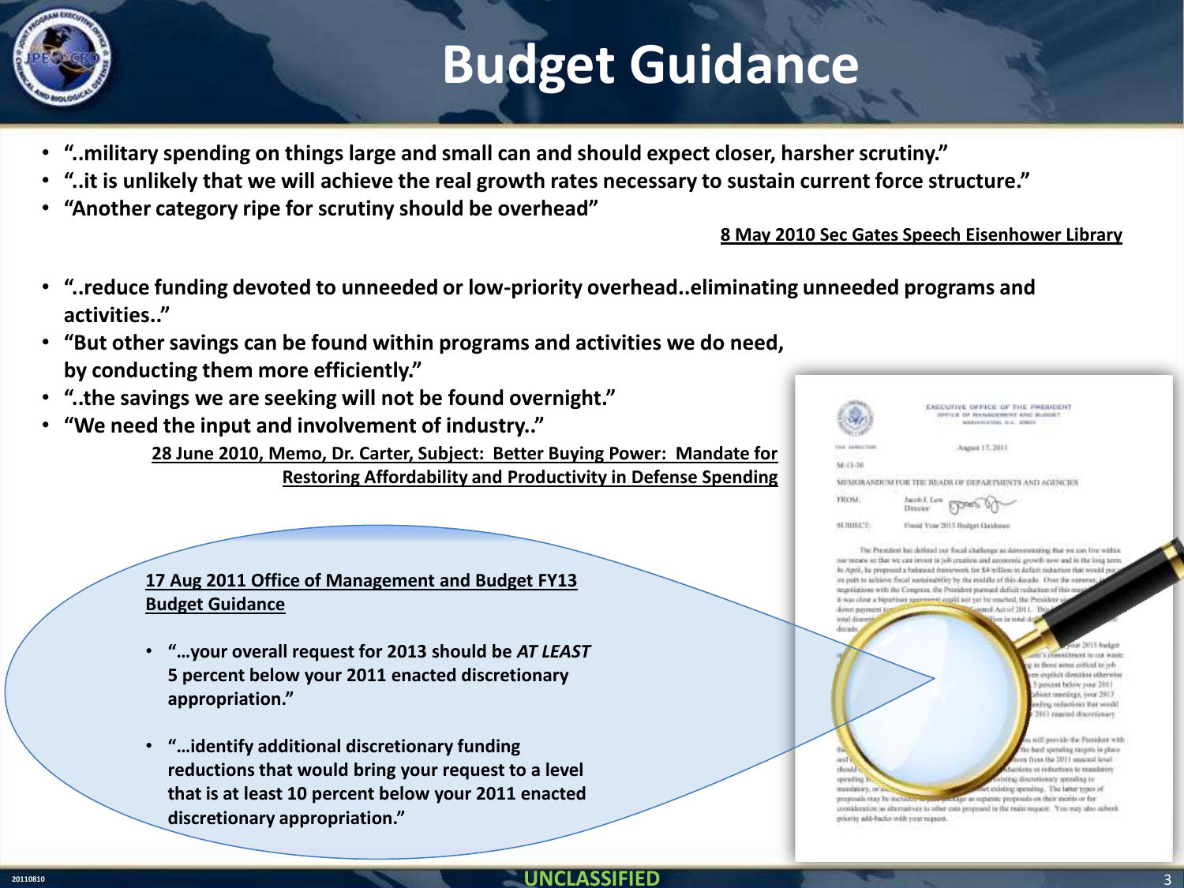# Budget Guidance

- **"..military spending on things large and small can and should expect closer, harsher scrutiny."**
- **"..it is unlikely that we will achieve the real growth rates necessary to sustain current force structure."**
- **"Another category ripe for scrutiny should be overhead"**

**8 May 2010 Sec Gates Speech Eisenhower Library**

- **"..reduce funding devoted to unneeded or low-priority overhead..eliminating unneeded programs and activities.."**
- **"But other savings can be found within programs and activities we do need, by conducting them more efficiently."**
- **"..the savings we are seeking will not be found overnight."**
- **"We need the input and involvement of industry.."**

**28 June 2010, Memo, Dr. Carter, Subject: Better Buying Power: Mandate for Restoring Affordability and Productivity in Defense Spending**

**17 Aug 2011 Office of Management and Budget FY13 Budget Guidance**

- **"…your overall request for 2013 should be *AT LEAST* 5 percent below your 2011 enacted discretionary appropriation."**
- **"…identify additional discretionary funding reductions that would bring your request to a level that is at least 10 percent below your 2011 enacted discretionary appropriation."**

UNCLASSIFIED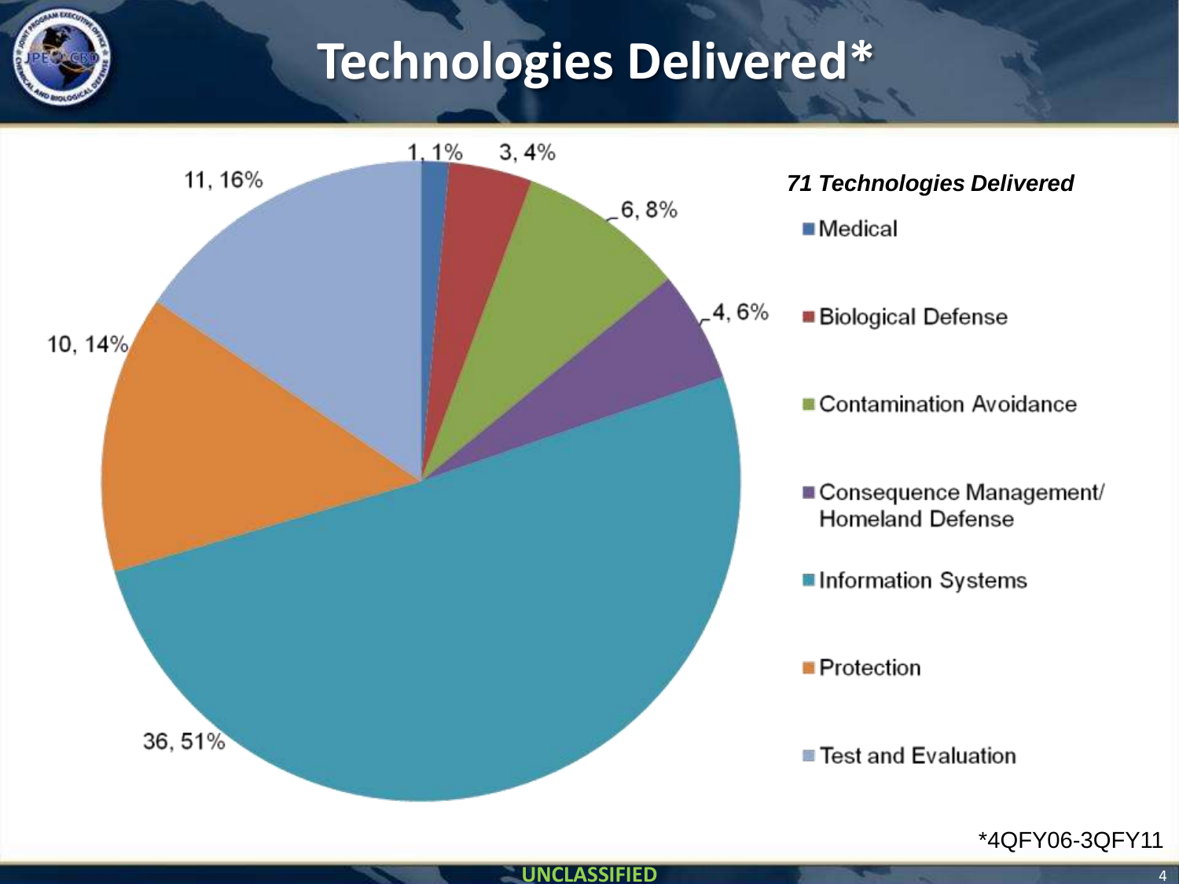# Technologies Delivered*

*71 Technologies Delivered*

| Category | Count | Percent |
|---|---|---|
| Medical | 1 | 1% |
| Biological Defense | 3 | 4% |
| Contamination Avoidance | 6 | 8% |
| Consequence Management/ Homeland Defense | 4 | 6% |
| Information Systems | 36 | 51% |
| Protection | 10 | 14% |
| Test and Evaluation | 11 | 16% |

*4QFY06-3QFY11

UNCLASSIFIED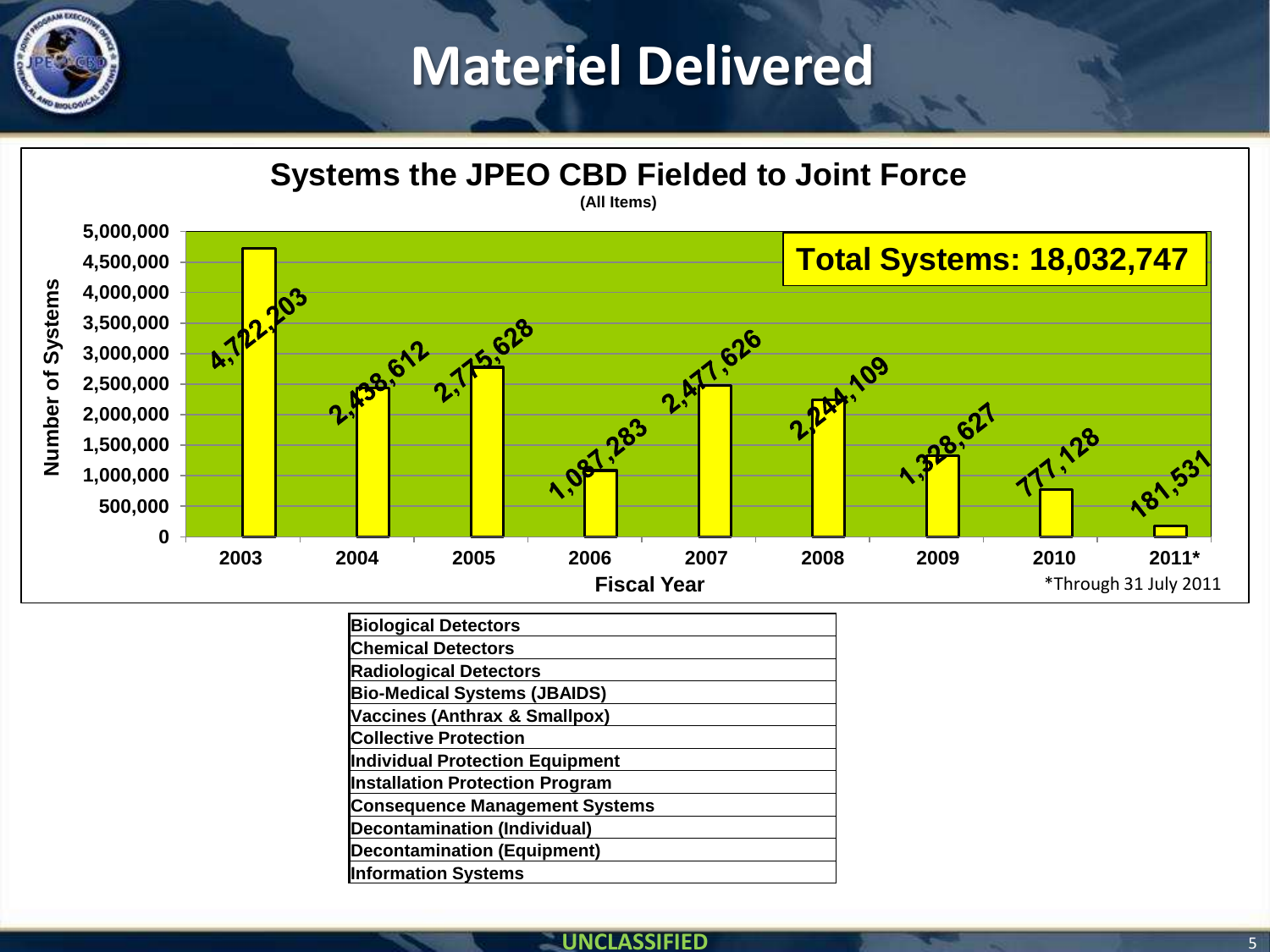# Materiel Delivered

## Systems the JPEO CBD Fielded to Joint Force

(All Items)

**Total Systems: 18,032,747**

| Fiscal Year | Number of Systems |
|---|---|
| 2003 | 4,722,203 |
| 2004 | 2,438,612 |
| 2005 | 2,775,628 |
| 2006 | 1,087,283 |
| 2007 | 2,477,626 |
| 2008 | 2,244,109 |
| 2009 | 1,328,627 |
| 2010 | 777,128 |
| 2011* | 181,531 |

*Through 31 July 2011

| |
|---|
| **Biological Detectors** |
| **Chemical Detectors** |
| **Radiological Detectors** |
| **Bio-Medical Systems (JBAIDS)** |
| **Vaccines (Anthrax & Smallpox)** |
| **Collective Protection** |
| **Individual Protection Equipment** |
| **Installation Protection Program** |
| **Consequence Management Systems** |
| **Decontamination (Individual)** |
| **Decontamination (Equipment)** |
| **Information Systems** |

UNCLASSIFIED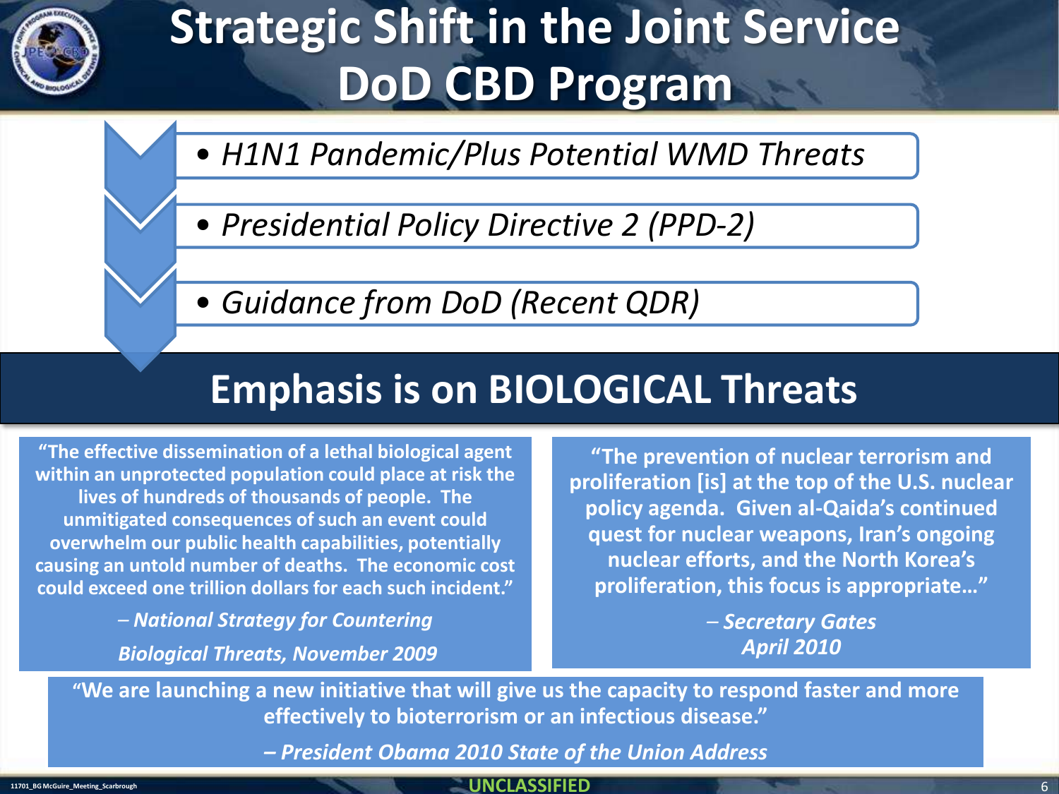# Strategic Shift in the Joint Service DoD CBD Program

- *H1N1 Pandemic/Plus Potential WMD Threats*
- *Presidential Policy Directive 2 (PPD-2)*
- *Guidance from DoD (Recent QDR)*

## Emphasis is on BIOLOGICAL Threats

**"The effective dissemination of a lethal biological agent within an unprotected population could place at risk the lives of hundreds of thousands of people. The unmitigated consequences of such an event could overwhelm our public health capabilities, potentially causing an untold number of deaths. The economic cost could exceed one trillion dollars for each such incident."**

***– National Strategy for Countering Biological Threats, November 2009***

**"The prevention of nuclear terrorism and proliferation [is] at the top of the U.S. nuclear policy agenda. Given al-Qaida's continued quest for nuclear weapons, Iran's ongoing nuclear efforts, and the North Korea's proliferation, this focus is appropriate…"**

***– Secretary Gates April 2010***

**"We are launching a new initiative that will give us the capacity to respond faster and more effectively to bioterrorism or an infectious disease."**

***– President Obama 2010 State of the Union Address***

11701_BG McGuire_Meeting_Scarbrough

UNCLASSIFIED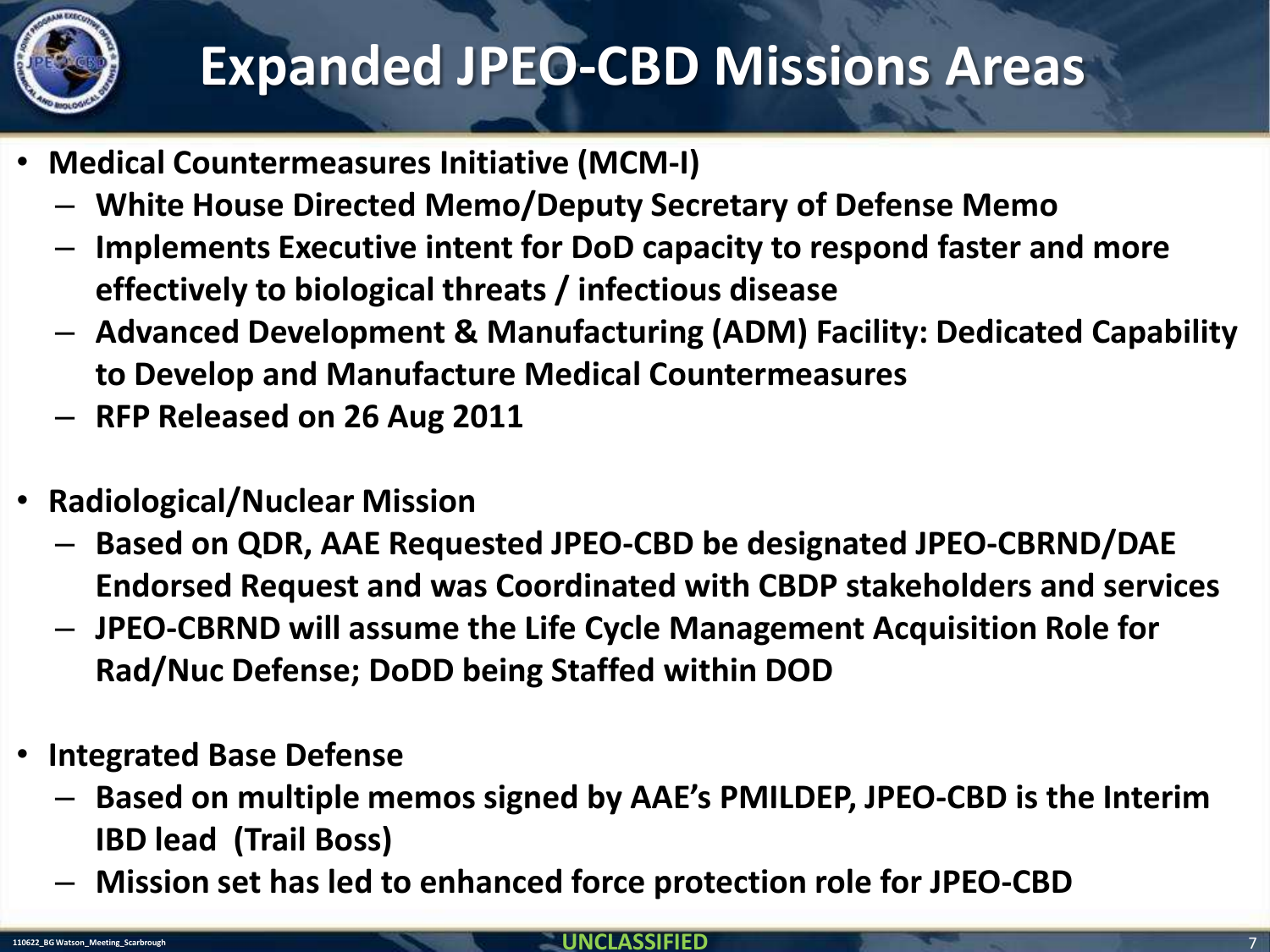# Expanded JPEO-CBD Missions Areas

- **Medical Countermeasures Initiative (MCM-I)**
  - **White House Directed Memo/Deputy Secretary of Defense Memo**
  - **Implements Executive intent for DoD capacity to respond faster and more effectively to biological threats / infectious disease**
  - **Advanced Development & Manufacturing (ADM) Facility: Dedicated Capability to Develop and Manufacture Medical Countermeasures**
  - **RFP Released on 26 Aug 2011**

- **Radiological/Nuclear Mission**
  - **Based on QDR, AAE Requested JPEO-CBD be designated JPEO-CBRND/DAE Endorsed Request and was Coordinated with CBDP stakeholders and services**
  - **JPEO-CBRND will assume the Life Cycle Management Acquisition Role for Rad/Nuc Defense; DoDD being Staffed within DOD**

- **Integrated Base Defense**
  - **Based on multiple memos signed by AAE's PMILDEP, JPEO-CBD is the Interim IBD lead (Trail Boss)**
  - **Mission set has led to enhanced force protection role for JPEO-CBD**

UNCLASSIFIED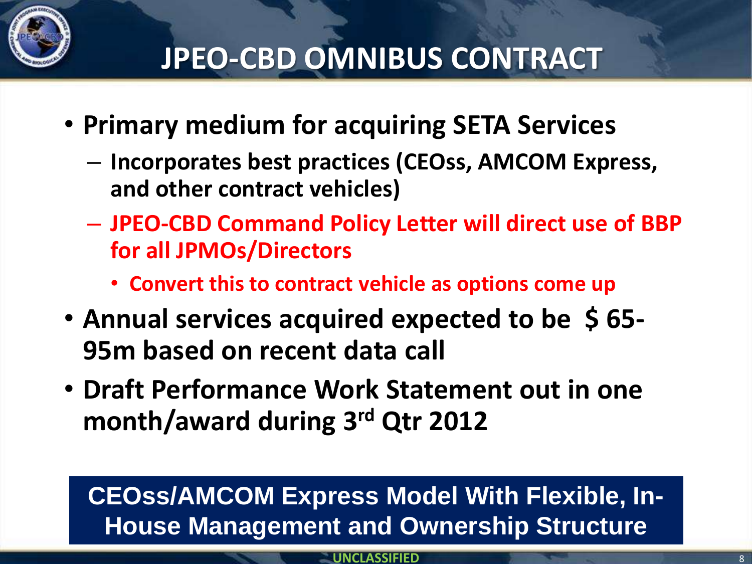# JPEO-CBD OMNIBUS CONTRACT

- **Primary medium for acquiring SETA Services**
  - **Incorporates best practices (CEOss, AMCOM Express, and other contract vehicles)**
  - **JPEO-CBD Command Policy Letter will direct use of BBP for all JPMOs/Directors**
    - **Convert this to contract vehicle as options come up**
- **Annual services acquired expected to be $ 65-95m based on recent data call**
- **Draft Performance Work Statement out in one month/award during 3rd Qtr 2012**

**CEOss/AMCOM Express Model With Flexible, In-House Management and Ownership Structure**

UNCLASSIFIED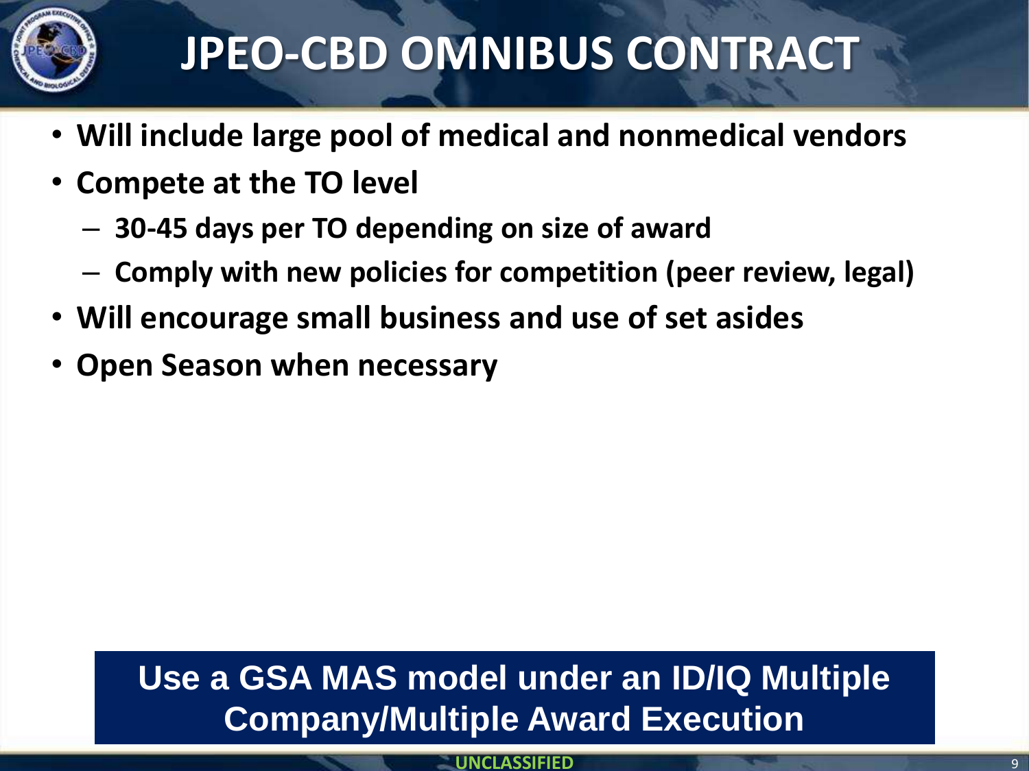# JPEO-CBD OMNIBUS CONTRACT

- **Will include large pool of medical and nonmedical vendors**
- **Compete at the TO level**
  - **30-45 days per TO depending on size of award**
  - **Comply with new policies for competition (peer review, legal)**
- **Will encourage small business and use of set asides**
- **Open Season when necessary**

**Use a GSA MAS model under an ID/IQ Multiple Company/Multiple Award Execution**

UNCLASSIFIED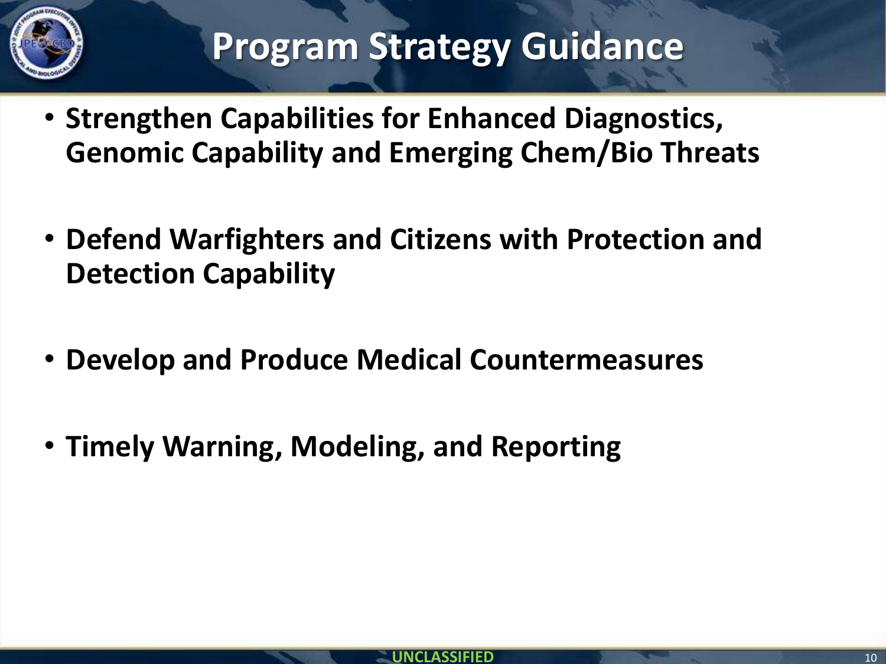# Program Strategy Guidance

- **Strengthen Capabilities for Enhanced Diagnostics, Genomic Capability and Emerging Chem/Bio Threats**
- **Defend Warfighters and Citizens with Protection and Detection Capability**
- **Develop and Produce Medical Countermeasures**
- **Timely Warning, Modeling, and Reporting**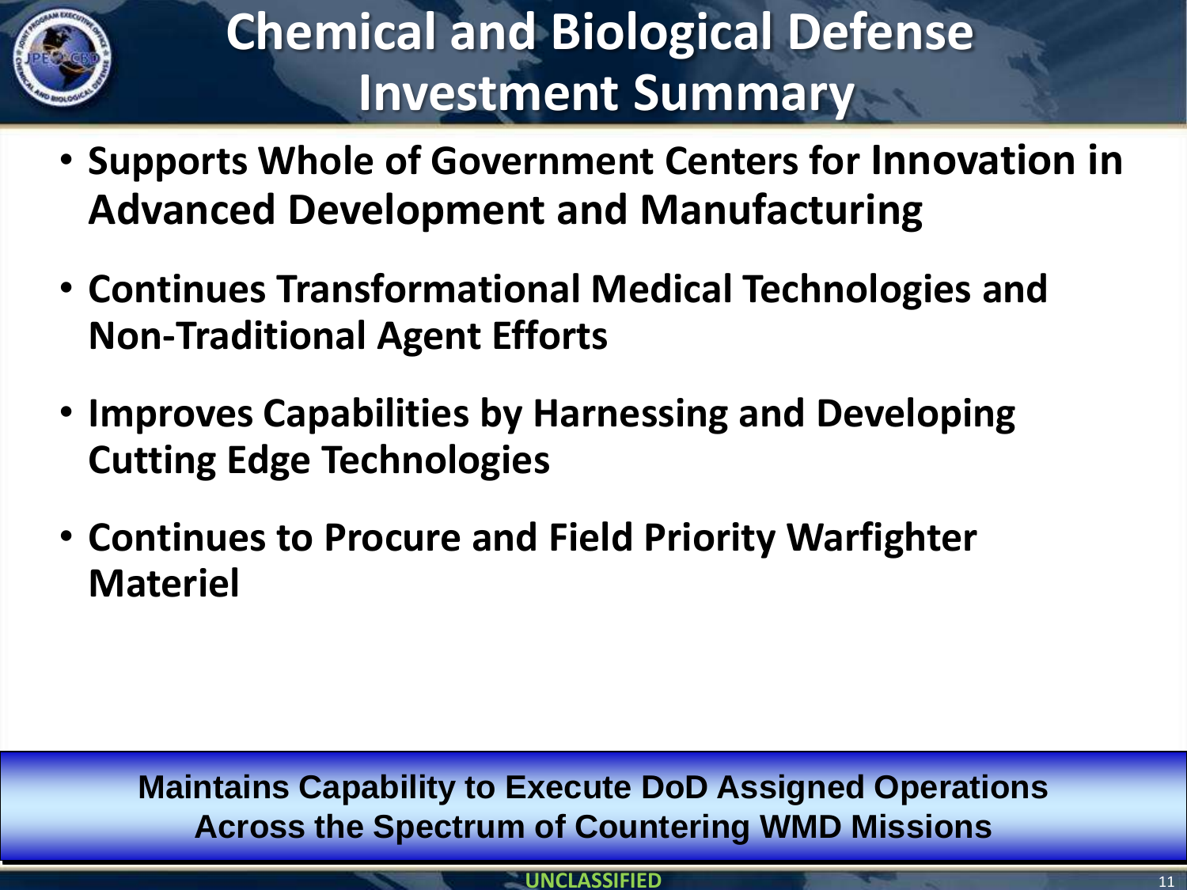# Chemical and Biological Defense Investment Summary

- **Supports Whole of Government Centers for Innovation in Advanced Development and Manufacturing**
- **Continues Transformational Medical Technologies and Non-Traditional Agent Efforts**
- **Improves Capabilities by Harnessing and Developing Cutting Edge Technologies**
- **Continues to Procure and Field Priority Warfighter Materiel**

**Maintains Capability to Execute DoD Assigned Operations Across the Spectrum of Countering WMD Missions**

UNCLASSIFIED